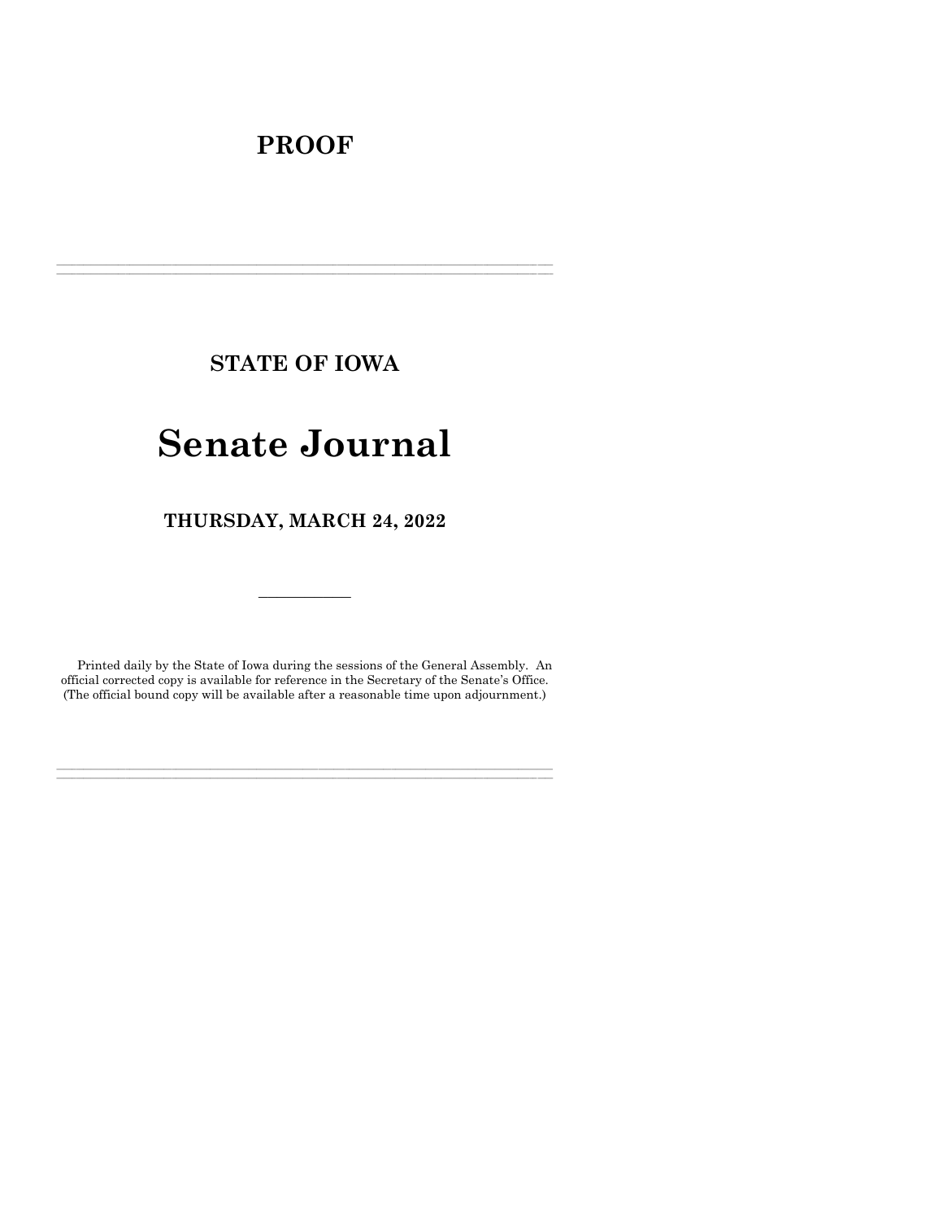# PROOF

---

## STATE OF IOWA

# Senate Journal

### THURSDAY, MARCH 24, 2022

---

Printed daily by the State of Iowa during the sessions of the General Assembly. An official corrected copy is available for reference in the Secretary of the Senate's Office. (The official bound copy will be available after a reasonable time upon adjournment.)

---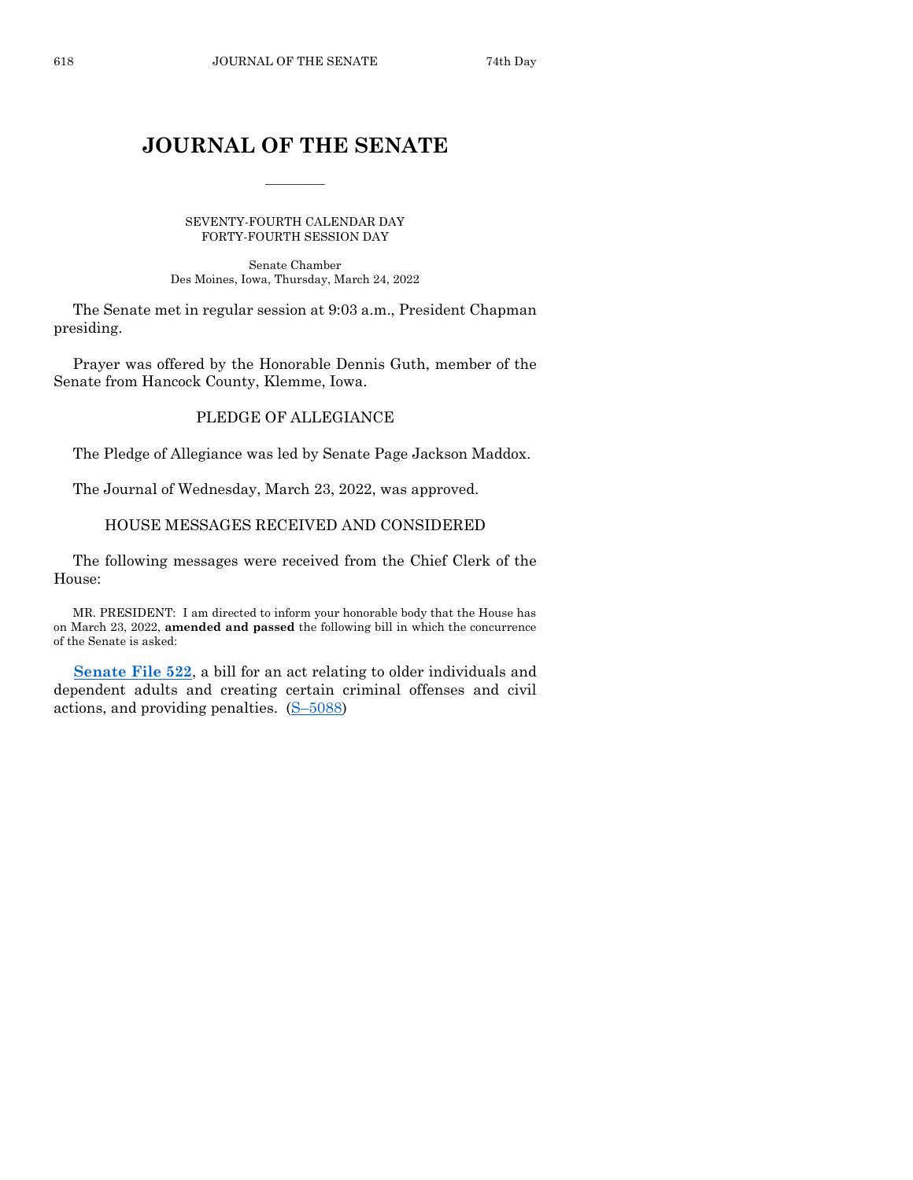# JOURNAL OF THE SENATE

SEVENTY-FOURTH CALENDAR DAY
FORTY-FOURTH SESSION DAY

Senate Chamber
Des Moines, Iowa, Thursday, March 24, 2022

The Senate met in regular session at 9:03 a.m., President Chapman presiding.

Prayer was offered by the Honorable Dennis Guth, member of the Senate from Hancock County, Klemme, Iowa.

## PLEDGE OF ALLEGIANCE

The Pledge of Allegiance was led by Senate Page Jackson Maddox.

The Journal of Wednesday, March 23, 2022, was approved.

## HOUSE MESSAGES RECEIVED AND CONSIDERED

The following messages were received from the Chief Clerk of the House:

MR. PRESIDENT: I am directed to inform your honorable body that the House has on March 23, 2022, **amended and passed** the following bill in which the concurrence of the Senate is asked:

**Senate File 522**, a bill for an act relating to older individuals and dependent adults and creating certain criminal offenses and civil actions, and providing penalties. (S–5088)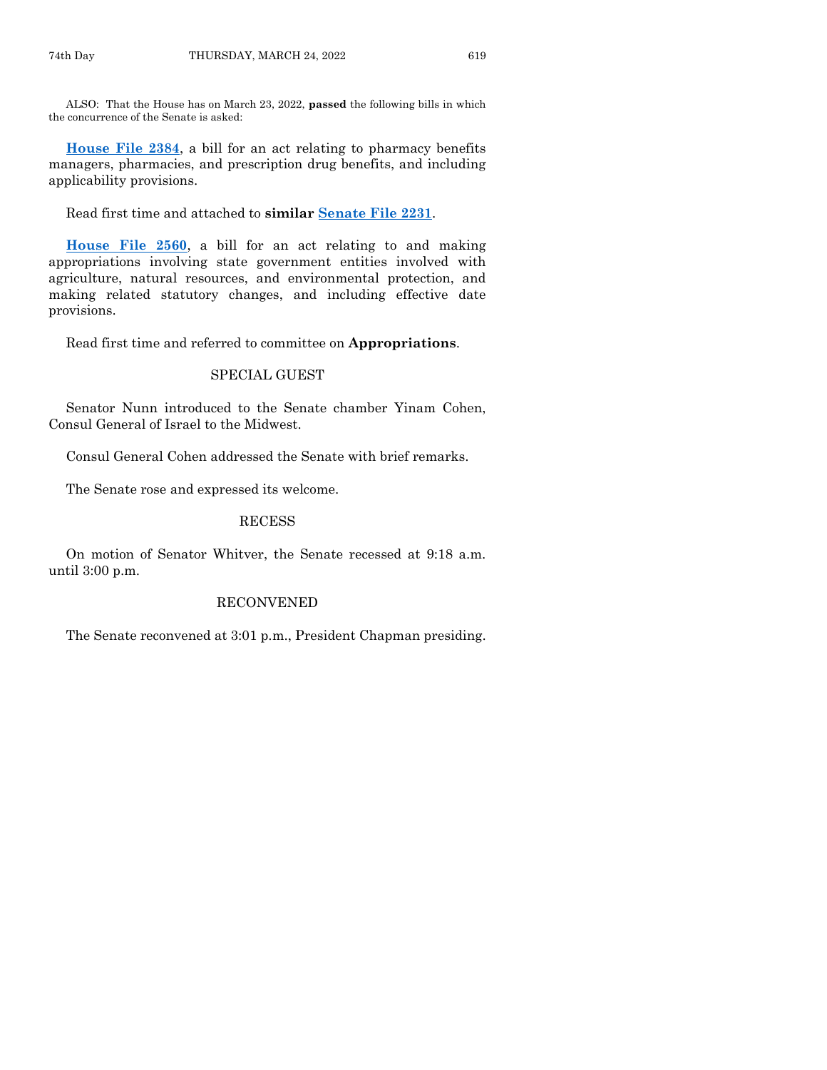ALSO: That the House has on March 23, 2022, **passed** the following bills in which the concurrence of the Senate is asked:

**House File 2384**, a bill for an act relating to pharmacy benefits managers, pharmacies, and prescription drug benefits, and including applicability provisions.

Read first time and attached to **similar Senate File 2231**.

**House File 2560**, a bill for an act relating to and making appropriations involving state government entities involved with agriculture, natural resources, and environmental protection, and making related statutory changes, and including effective date provisions.

Read first time and referred to committee on **Appropriations**.

## SPECIAL GUEST

Senator Nunn introduced to the Senate chamber Yinam Cohen, Consul General of Israel to the Midwest.

Consul General Cohen addressed the Senate with brief remarks.

The Senate rose and expressed its welcome.

## RECESS

On motion of Senator Whitver, the Senate recessed at 9:18 a.m. until 3:00 p.m.

## RECONVENED

The Senate reconvened at 3:01 p.m., President Chapman presiding.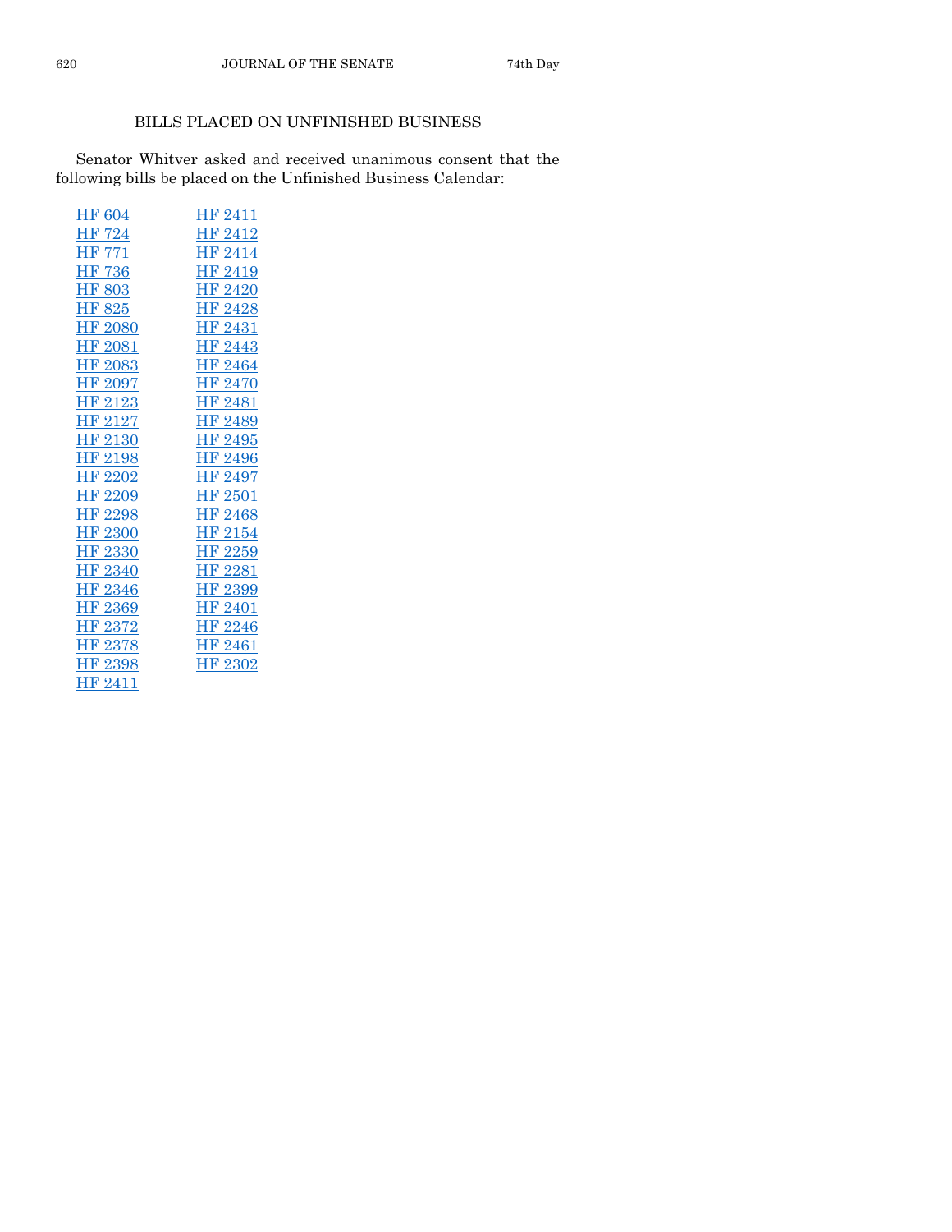## BILLS PLACED ON UNFINISHED BUSINESS

Senator Whitver asked and received unanimous consent that the following bills be placed on the Unfinished Business Calendar:

HF 604
HF 724
HF 771
HF 736
HF 803
HF 825
HF 2080
HF 2081
HF 2083
HF 2097
HF 2123
HF 2127
HF 2130
HF 2198
HF 2202
HF 2209
HF 2298
HF 2300
HF 2330
HF 2340
HF 2346
HF 2369
HF 2372
HF 2378
HF 2398
HF 2411
HF 2411
HF 2412
HF 2414
HF 2419
HF 2420
HF 2428
HF 2431
HF 2443
HF 2464
HF 2470
HF 2481
HF 2489
HF 2495
HF 2496
HF 2497
HF 2501
HF 2468
HF 2154
HF 2259
HF 2281
HF 2399
HF 2401
HF 2246
HF 2461
HF 2302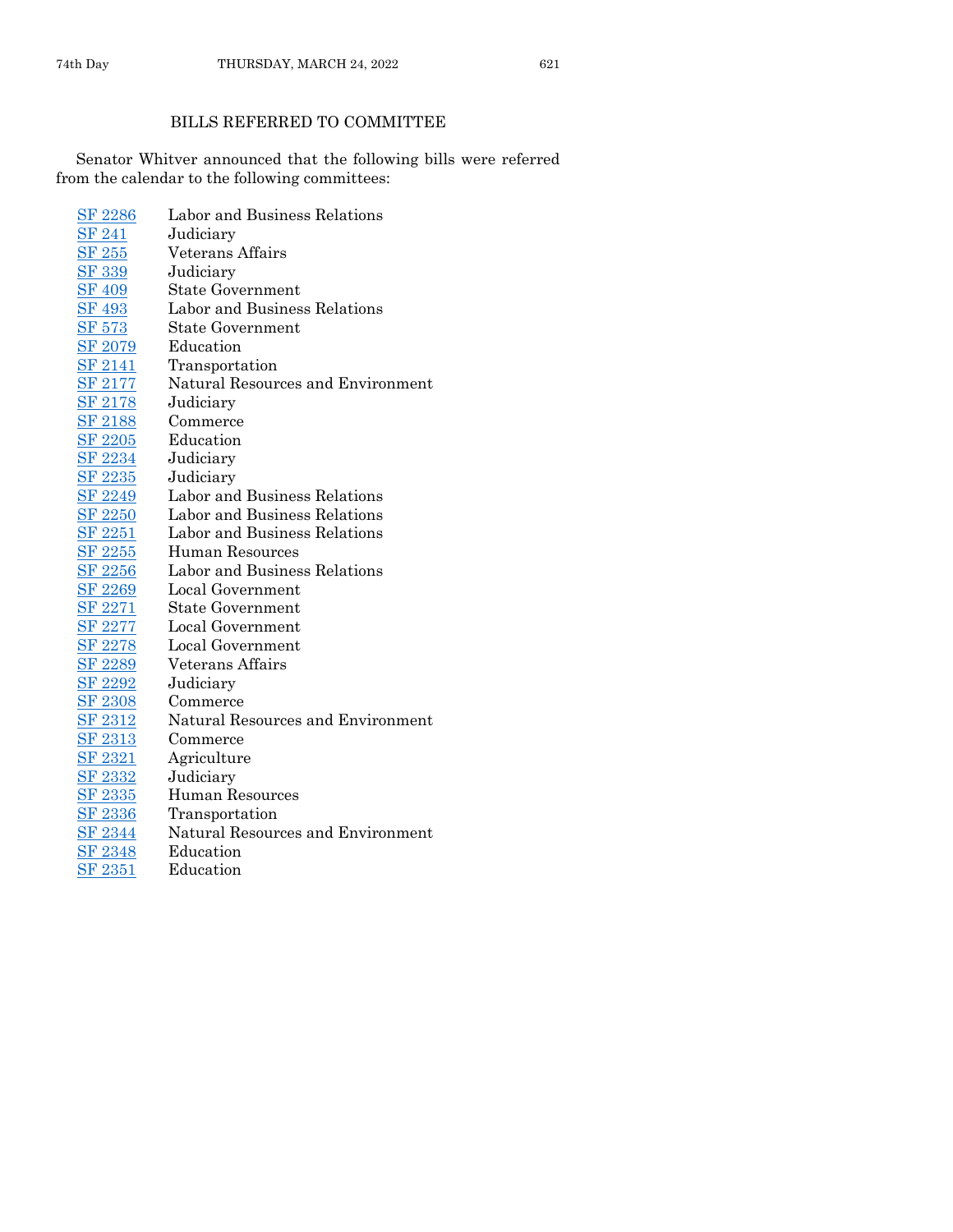## BILLS REFERRED TO COMMITTEE

Senator Whitver announced that the following bills were referred from the calendar to the following committees:

| | |
|---|---|
| SF 2286 | Labor and Business Relations |
| SF 241 | Judiciary |
| SF 255 | Veterans Affairs |
| SF 339 | Judiciary |
| SF 409 | State Government |
| SF 493 | Labor and Business Relations |
| SF 573 | State Government |
| SF 2079 | Education |
| SF 2141 | Transportation |
| SF 2177 | Natural Resources and Environment |
| SF 2178 | Judiciary |
| SF 2188 | Commerce |
| SF 2205 | Education |
| SF 2234 | Judiciary |
| SF 2235 | Judiciary |
| SF 2249 | Labor and Business Relations |
| SF 2250 | Labor and Business Relations |
| SF 2251 | Labor and Business Relations |
| SF 2255 | Human Resources |
| SF 2256 | Labor and Business Relations |
| SF 2269 | Local Government |
| SF 2271 | State Government |
| SF 2277 | Local Government |
| SF 2278 | Local Government |
| SF 2289 | Veterans Affairs |
| SF 2292 | Judiciary |
| SF 2308 | Commerce |
| SF 2312 | Natural Resources and Environment |
| SF 2313 | Commerce |
| SF 2321 | Agriculture |
| SF 2332 | Judiciary |
| SF 2335 | Human Resources |
| SF 2336 | Transportation |
| SF 2344 | Natural Resources and Environment |
| SF 2348 | Education |
| SF 2351 | Education |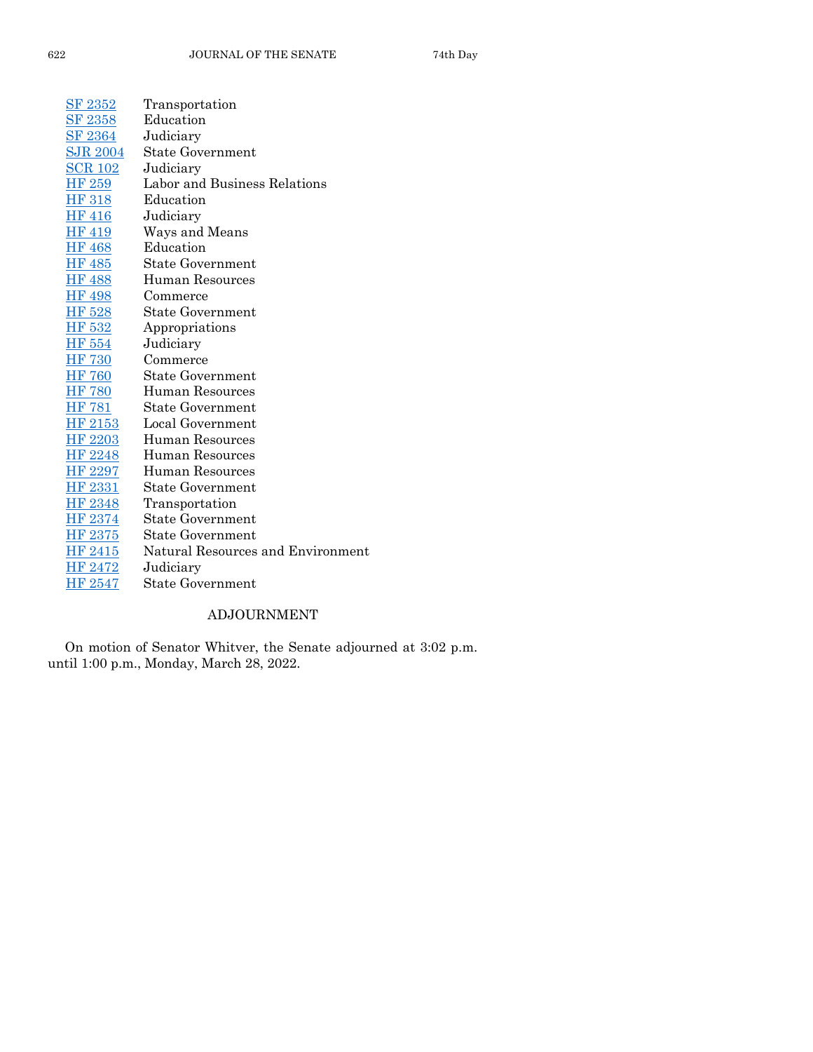| | |
|---|---|
| SF 2352 | Transportation |
| SF 2358 | Education |
| SF 2364 | Judiciary |
| SJR 2004 | State Government |
| SCR 102 | Judiciary |
| HF 259 | Labor and Business Relations |
| HF 318 | Education |
| HF 416 | Judiciary |
| HF 419 | Ways and Means |
| HF 468 | Education |
| HF 485 | State Government |
| HF 488 | Human Resources |
| HF 498 | Commerce |
| HF 528 | State Government |
| HF 532 | Appropriations |
| HF 554 | Judiciary |
| HF 730 | Commerce |
| HF 760 | State Government |
| HF 780 | Human Resources |
| HF 781 | State Government |
| HF 2153 | Local Government |
| HF 2203 | Human Resources |
| HF 2248 | Human Resources |
| HF 2297 | Human Resources |
| HF 2331 | State Government |
| HF 2348 | Transportation |
| HF 2374 | State Government |
| HF 2375 | State Government |
| HF 2415 | Natural Resources and Environment |
| HF 2472 | Judiciary |
| HF 2547 | State Government |

## ADJOURNMENT

On motion of Senator Whitver, the Senate adjourned at 3:02 p.m. until 1:00 p.m., Monday, March 28, 2022.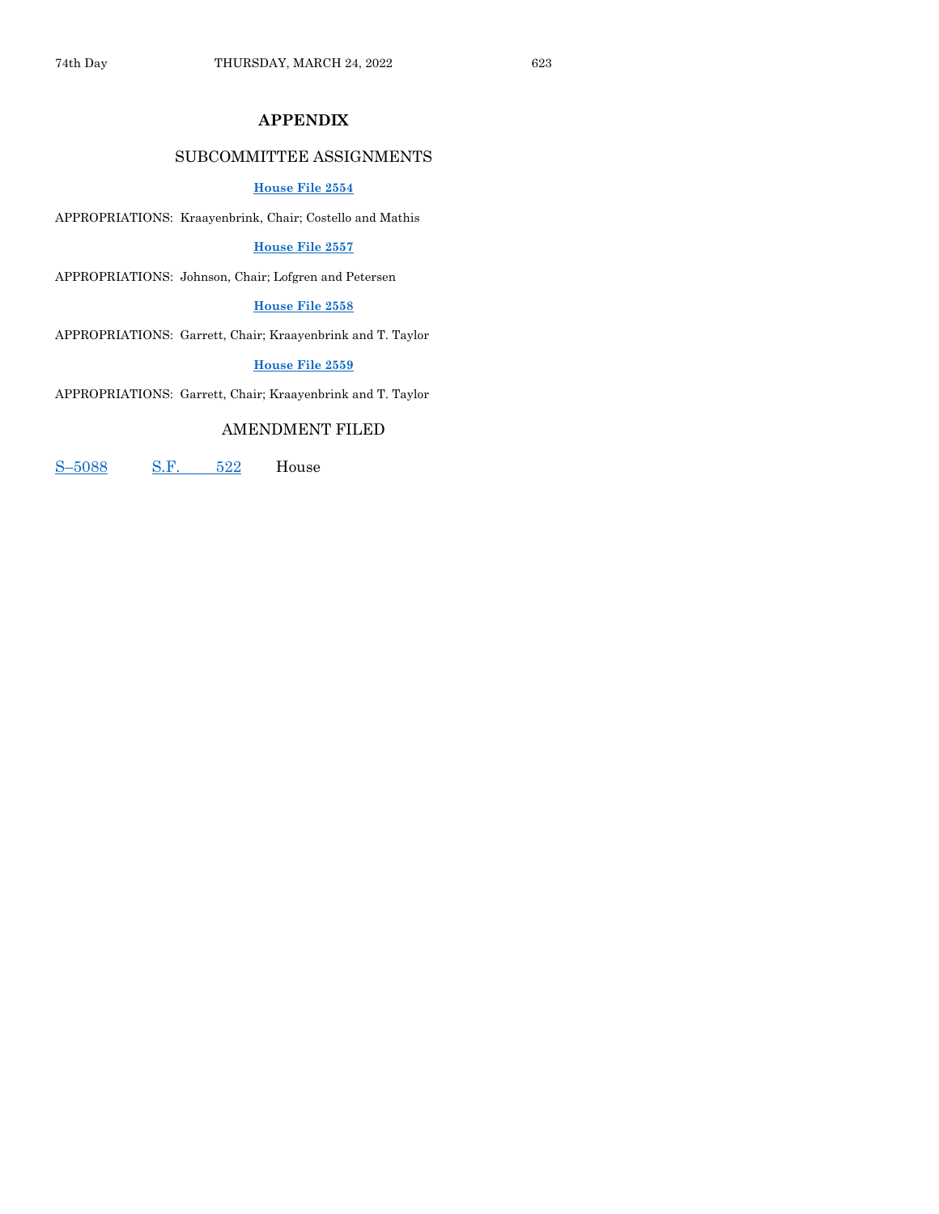# APPENDIX

## SUBCOMMITTEE ASSIGNMENTS

**House File 2554**

APPROPRIATIONS: Kraayenbrink, Chair; Costello and Mathis

**House File 2557**

APPROPRIATIONS: Johnson, Chair; Lofgren and Petersen

**House File 2558**

APPROPRIATIONS: Garrett, Chair; Kraayenbrink and T. Taylor

**House File 2559**

APPROPRIATIONS: Garrett, Chair; Kraayenbrink and T. Taylor

## AMENDMENT FILED

| | | |
|---|---|---|
| S–5088 | S.F. 522 | House |